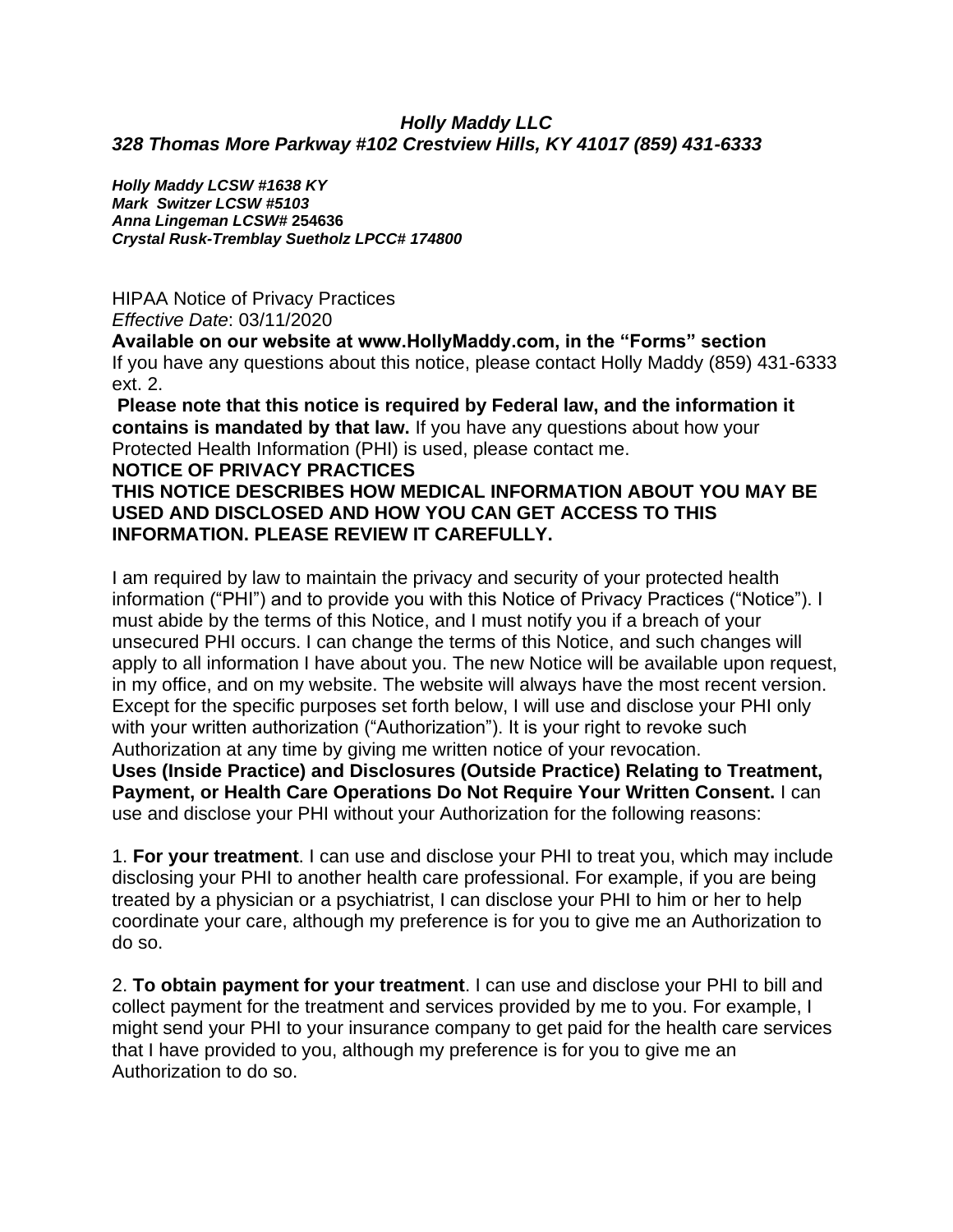***Holly Maddy LLC***
***328 Thomas More Parkway #102 Crestview Hills, KY 41017 (859) 431-6333***

***Holly Maddy LCSW #1638 KY***
***Mark Switzer LCSW #5103***
***Anna Lingeman LCSW#* 254636**
***Crystal Rusk-Tremblay Suetholz LPCC# 174800***

HIPAA Notice of Privacy Practices
*Effective Date*: 03/11/2020
**Available on our website at www.HollyMaddy.com, in the "Forms" section**
If you have any questions about this notice, please contact Holly Maddy (859) 431-6333 ext. 2.

**Please note that this notice is required by Federal law, and the information it contains is mandated by that law.** If you have any questions about how your Protected Health Information (PHI) is used, please contact me.

**NOTICE OF PRIVACY PRACTICES**

**THIS NOTICE DESCRIBES HOW MEDICAL INFORMATION ABOUT YOU MAY BE USED AND DISCLOSED AND HOW YOU CAN GET ACCESS TO THIS INFORMATION. PLEASE REVIEW IT CAREFULLY.**

I am required by law to maintain the privacy and security of your protected health information ("PHI") and to provide you with this Notice of Privacy Practices ("Notice"). I must abide by the terms of this Notice, and I must notify you if a breach of your unsecured PHI occurs. I can change the terms of this Notice, and such changes will apply to all information I have about you. The new Notice will be available upon request, in my office, and on my website. The website will always have the most recent version. Except for the specific purposes set forth below, I will use and disclose your PHI only with your written authorization ("Authorization"). It is your right to revoke such Authorization at any time by giving me written notice of your revocation.

**Uses (Inside Practice) and Disclosures (Outside Practice) Relating to Treatment, Payment, or Health Care Operations Do Not Require Your Written Consent.** I can use and disclose your PHI without your Authorization for the following reasons:

1. **For your treatment**. I can use and disclose your PHI to treat you, which may include disclosing your PHI to another health care professional. For example, if you are being treated by a physician or a psychiatrist, I can disclose your PHI to him or her to help coordinate your care, although my preference is for you to give me an Authorization to do so.

2. **To obtain payment for your treatment**. I can use and disclose your PHI to bill and collect payment for the treatment and services provided by me to you. For example, I might send your PHI to your insurance company to get paid for the health care services that I have provided to you, although my preference is for you to give me an Authorization to do so.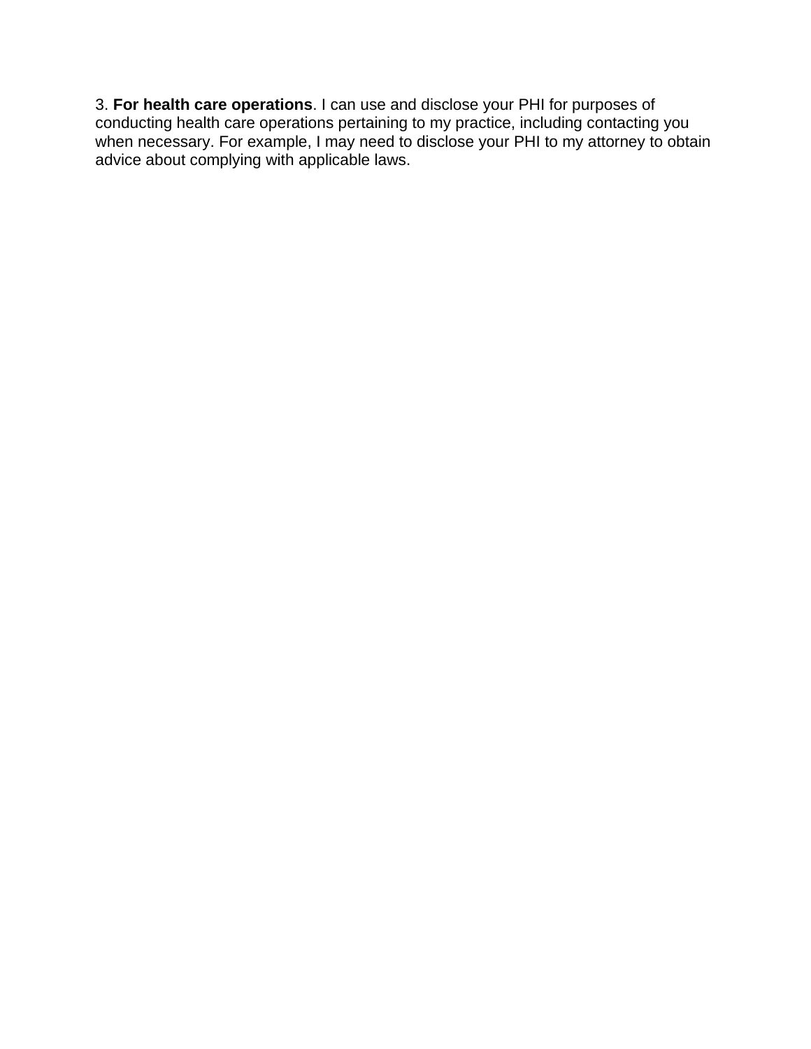3. **For health care operations**. I can use and disclose your PHI for purposes of conducting health care operations pertaining to my practice, including contacting you when necessary. For example, I may need to disclose your PHI to my attorney to obtain advice about complying with applicable laws.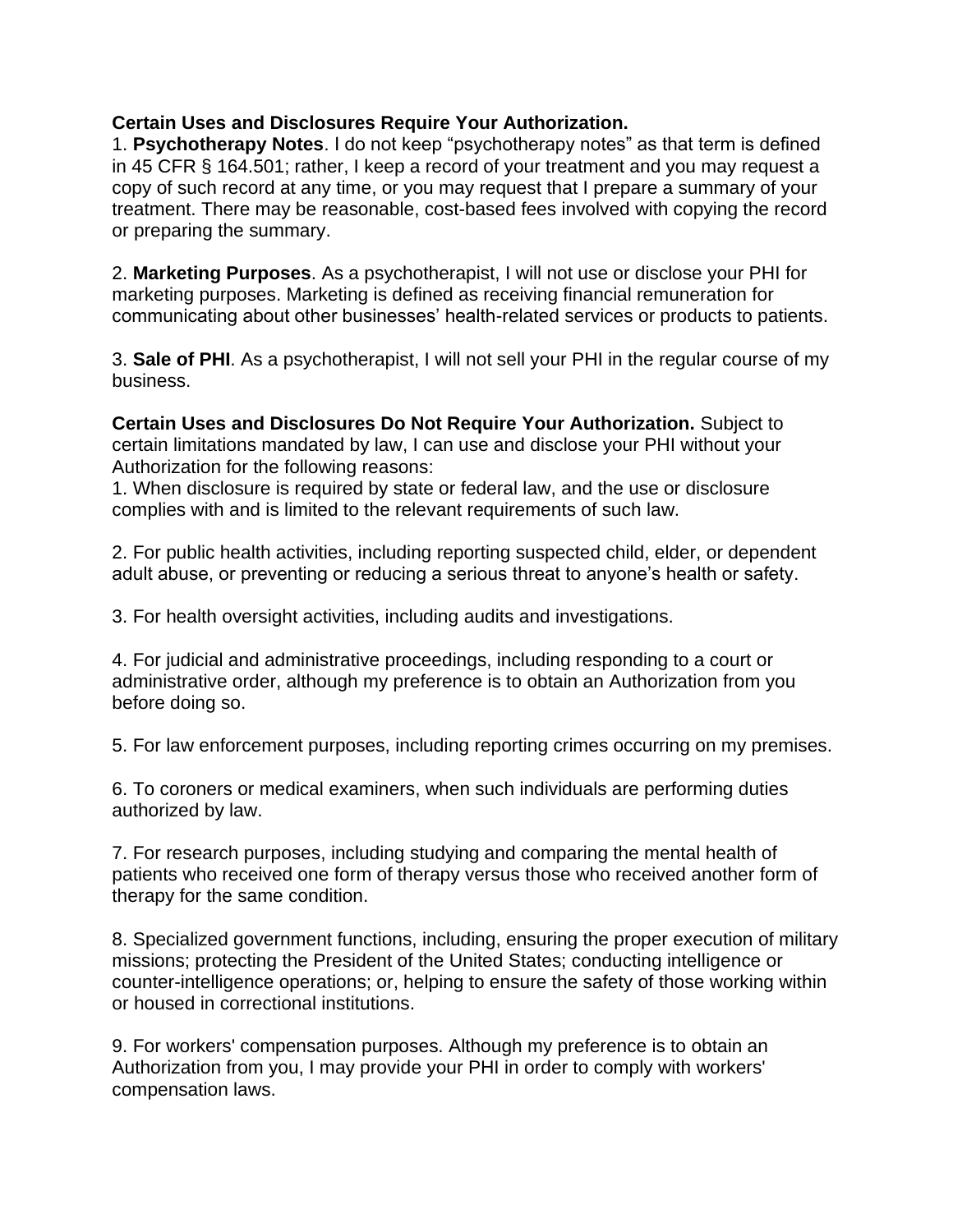**Certain Uses and Disclosures Require Your Authorization.**

1. **Psychotherapy Notes**. I do not keep "psychotherapy notes" as that term is defined in 45 CFR § 164.501; rather, I keep a record of your treatment and you may request a copy of such record at any time, or you may request that I prepare a summary of your treatment. There may be reasonable, cost-based fees involved with copying the record or preparing the summary.

2. **Marketing Purposes**. As a psychotherapist, I will not use or disclose your PHI for marketing purposes. Marketing is defined as receiving financial remuneration for communicating about other businesses' health-related services or products to patients.

3. **Sale of PHI**. As a psychotherapist, I will not sell your PHI in the regular course of my business.

**Certain Uses and Disclosures Do Not Require Your Authorization.** Subject to certain limitations mandated by law, I can use and disclose your PHI without your Authorization for the following reasons:

1. When disclosure is required by state or federal law, and the use or disclosure complies with and is limited to the relevant requirements of such law.

2. For public health activities, including reporting suspected child, elder, or dependent adult abuse, or preventing or reducing a serious threat to anyone's health or safety.

3. For health oversight activities, including audits and investigations.

4. For judicial and administrative proceedings, including responding to a court or administrative order, although my preference is to obtain an Authorization from you before doing so.

5. For law enforcement purposes, including reporting crimes occurring on my premises.

6. To coroners or medical examiners, when such individuals are performing duties authorized by law.

7. For research purposes, including studying and comparing the mental health of patients who received one form of therapy versus those who received another form of therapy for the same condition.

8. Specialized government functions, including, ensuring the proper execution of military missions; protecting the President of the United States; conducting intelligence or counter-intelligence operations; or, helping to ensure the safety of those working within or housed in correctional institutions.

9. For workers' compensation purposes. Although my preference is to obtain an Authorization from you, I may provide your PHI in order to comply with workers' compensation laws.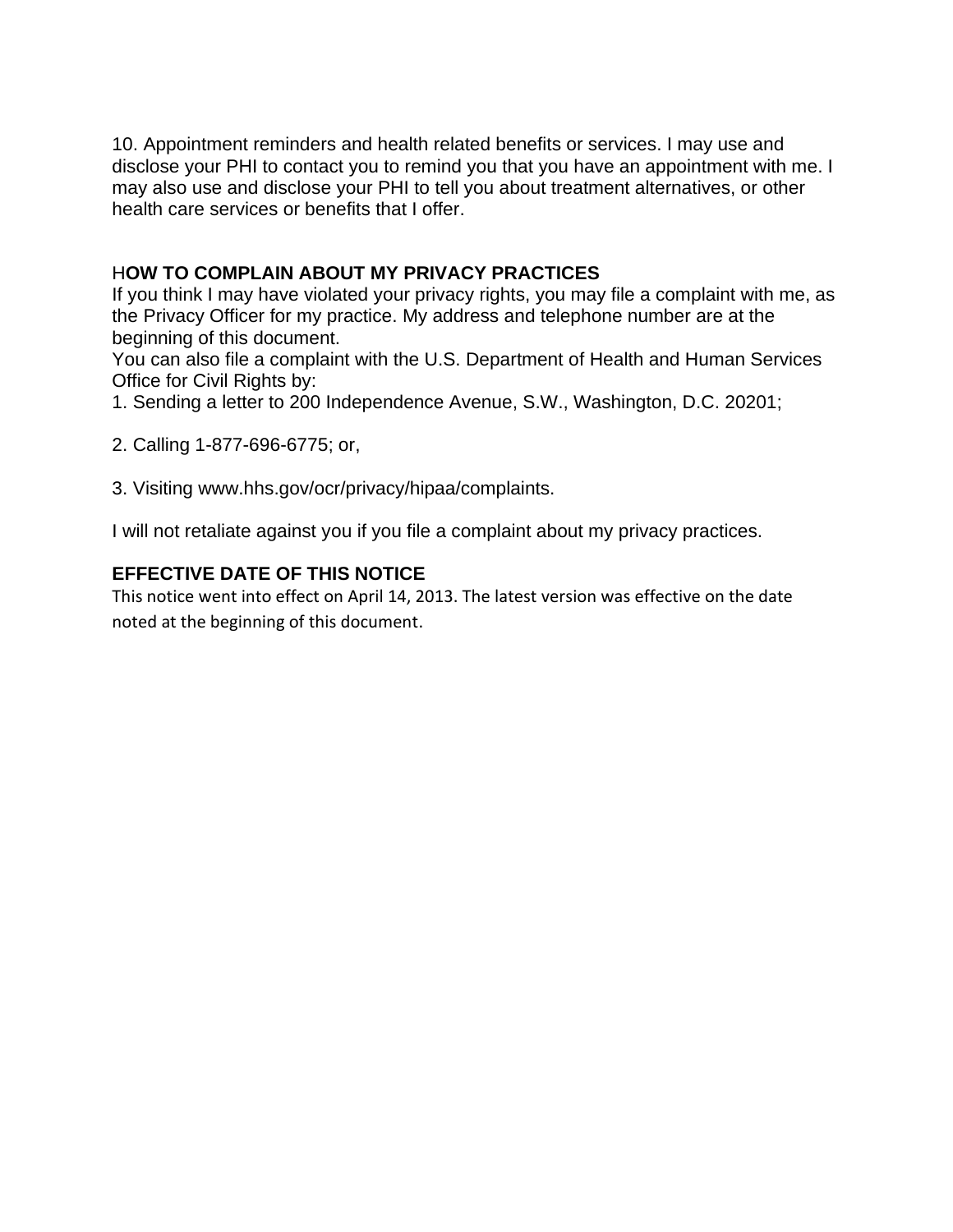10. Appointment reminders and health related benefits or services. I may use and disclose your PHI to contact you to remind you that you have an appointment with me. I may also use and disclose your PHI to tell you about treatment alternatives, or other health care services or benefits that I offer.

## HOW TO COMPLAIN ABOUT MY PRIVACY PRACTICES

If you think I may have violated your privacy rights, you may file a complaint with me, as the Privacy Officer for my practice. My address and telephone number are at the beginning of this document.

You can also file a complaint with the U.S. Department of Health and Human Services Office for Civil Rights by:

1. Sending a letter to 200 Independence Avenue, S.W., Washington, D.C. 20201;

2. Calling 1-877-696-6775; or,

3. Visiting www.hhs.gov/ocr/privacy/hipaa/complaints.

I will not retaliate against you if you file a complaint about my privacy practices.

## EFFECTIVE DATE OF THIS NOTICE

This notice went into effect on April 14, 2013. The latest version was effective on the date noted at the beginning of this document.